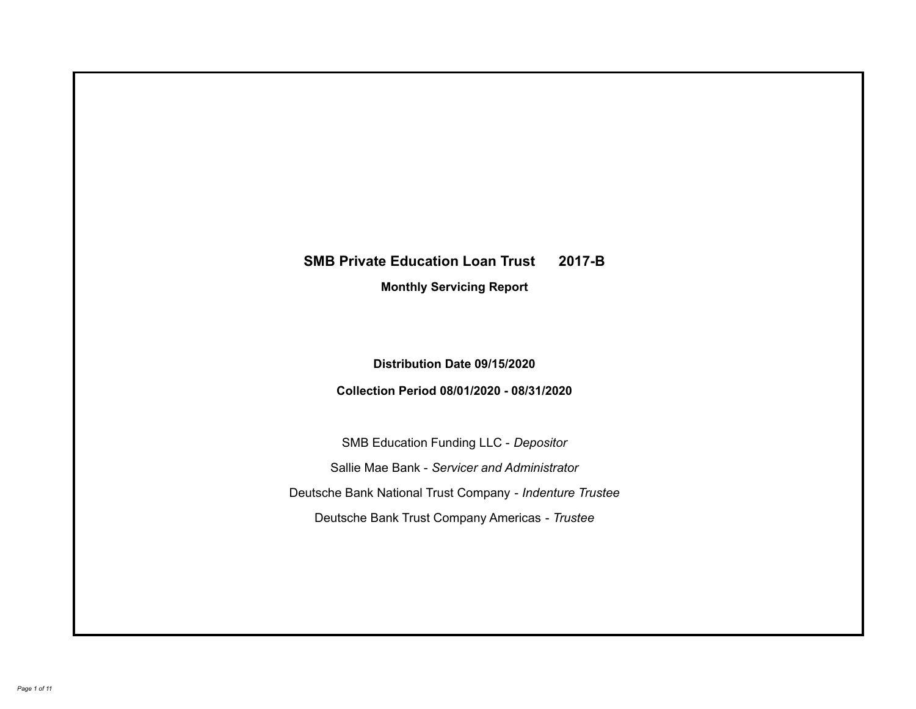# SMB Private Education Loan Trust 2017-B

**Monthly Servicing Report**

**Distribution Date 09/15/2020**

**Collection Period 08/01/2020 - 08/31/2020**

SMB Education Funding LLC - *Depositor*

Sallie Mae Bank - *Servicer and Administrator*

Deutsche Bank National Trust Company - *Indenture Trustee*

Deutsche Bank Trust Company Americas - *Trustee*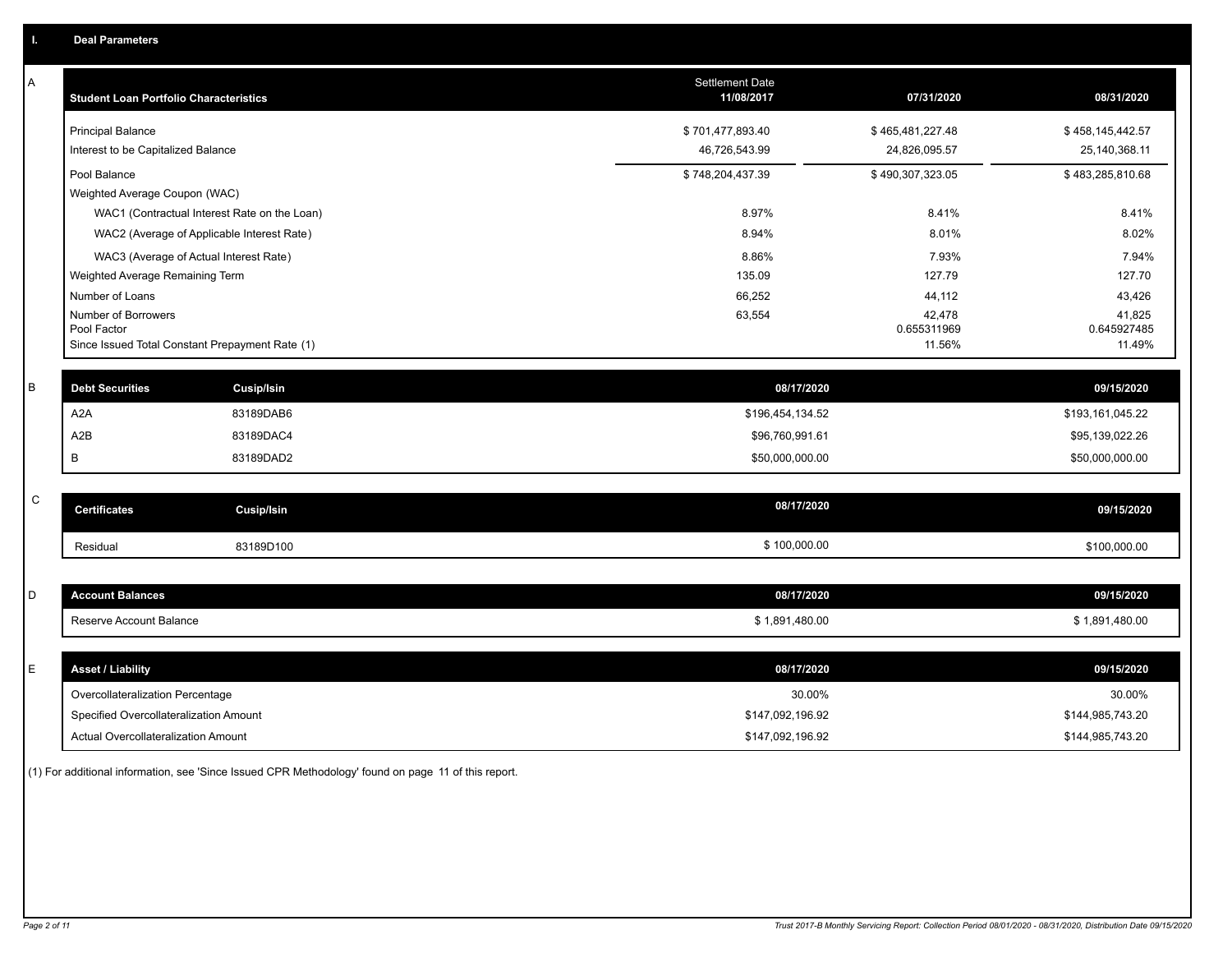## I. Deal Parameters

### A

| Student Loan Portfolio Characteristics | Settlement Date 11/08/2017 | 07/31/2020 | 08/31/2020 |
|---|---|---|---|
| Principal Balance | $ 701,477,893.40 | $ 465,481,227.48 | $ 458,145,442.57 |
| Interest to be Capitalized Balance | 46,726,543.99 | 24,826,095.57 | 25,140,368.11 |
| Pool Balance | $ 748,204,437.39 | $ 490,307,323.05 | $ 483,285,810.68 |
| Weighted Average Coupon (WAC) | | | |
| WAC1 (Contractual Interest Rate on the Loan) | 8.97% | 8.41% | 8.41% |
| WAC2 (Average of Applicable Interest Rate) | 8.94% | 8.01% | 8.02% |
| WAC3 (Average of Actual Interest Rate) | 8.86% | 7.93% | 7.94% |
| Weighted Average Remaining Term | 135.09 | 127.79 | 127.70 |
| Number of Loans | 66,252 | 44,112 | 43,426 |
| Number of Borrowers | 63,554 | 42,478 | 41,825 |
| Pool Factor | | 0.655311969 | 0.645927485 |
| Since Issued Total Constant Prepayment Rate (1) | | 11.56% | 11.49% |

### B

| Debt Securities | Cusip/Isin | 08/17/2020 | 09/15/2020 |
|---|---|---|---|
| A2A | 83189DAB6 | $196,454,134.52 | $193,161,045.22 |
| A2B | 83189DAC4 | $96,760,991.61 | $95,139,022.26 |
| B | 83189DAD2 | $50,000,000.00 | $50,000,000.00 |

### C

| Certificates | Cusip/Isin | 08/17/2020 | 09/15/2020 |
|---|---|---|---|
| Residual | 83189D100 | $ 100,000.00 | $100,000.00 |

### D

| Account Balances | 08/17/2020 | 09/15/2020 |
|---|---|---|
| Reserve Account Balance | $ 1,891,480.00 | $ 1,891,480.00 |

### E

| Asset / Liability | 08/17/2020 | 09/15/2020 |
|---|---|---|
| Overcollateralization Percentage | 30.00% | 30.00% |
| Specified Overcollateralization Amount | $147,092,196.92 | $144,985,743.20 |
| Actual Overcollateralization Amount | $147,092,196.92 | $144,985,743.20 |

(1) For additional information, see 'Since Issued CPR Methodology' found on page 11 of this report.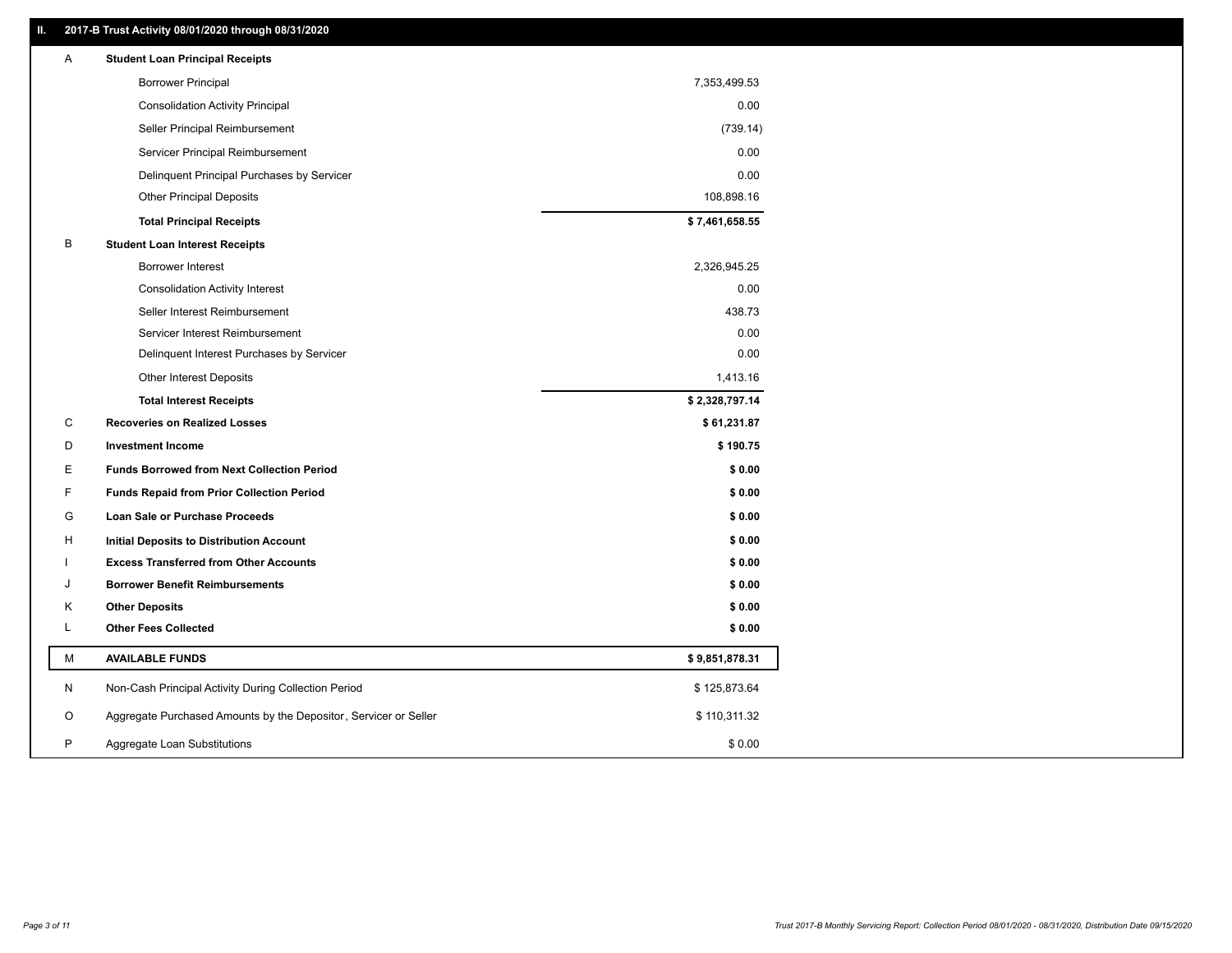## II. 2017-B Trust Activity 08/01/2020 through 08/31/2020

| | | |
|---|---|---|
| A | **Student Loan Principal Receipts** | |
| | Borrower Principal | 7,353,499.53 |
| | Consolidation Activity Principal | 0.00 |
| | Seller Principal Reimbursement | (739.14) |
| | Servicer Principal Reimbursement | 0.00 |
| | Delinquent Principal Purchases by Servicer | 0.00 |
| | Other Principal Deposits | 108,898.16 |
| | **Total Principal Receipts** | **$ 7,461,658.55** |
| B | **Student Loan Interest Receipts** | |
| | Borrower Interest | 2,326,945.25 |
| | Consolidation Activity Interest | 0.00 |
| | Seller Interest Reimbursement | 438.73 |
| | Servicer Interest Reimbursement | 0.00 |
| | Delinquent Interest Purchases by Servicer | 0.00 |
| | Other Interest Deposits | 1,413.16 |
| | **Total Interest Receipts** | **$ 2,328,797.14** |
| C | **Recoveries on Realized Losses** | **$ 61,231.87** |
| D | **Investment Income** | **$ 190.75** |
| E | **Funds Borrowed from Next Collection Period** | **$ 0.00** |
| F | **Funds Repaid from Prior Collection Period** | **$ 0.00** |
| G | **Loan Sale or Purchase Proceeds** | **$ 0.00** |
| H | **Initial Deposits to Distribution Account** | **$ 0.00** |
| I | **Excess Transferred from Other Accounts** | **$ 0.00** |
| J | **Borrower Benefit Reimbursements** | **$ 0.00** |
| K | **Other Deposits** | **$ 0.00** |
| L | **Other Fees Collected** | **$ 0.00** |
| M | **AVAILABLE FUNDS** | **$ 9,851,878.31** |
| N | Non-Cash Principal Activity During Collection Period | $ 125,873.64 |
| O | Aggregate Purchased Amounts by the Depositor, Servicer or Seller | $ 110,311.32 |
| P | Aggregate Loan Substitutions | $ 0.00 |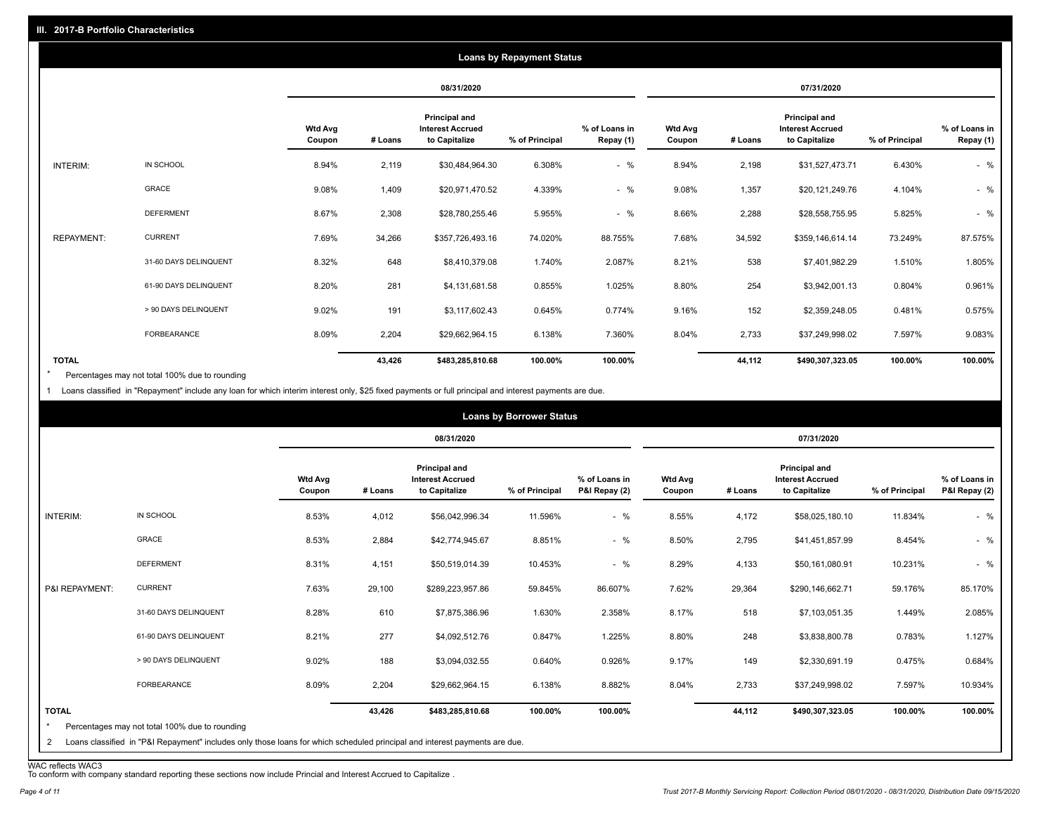## III. 2017-B Portfolio Characteristics

### Loans by Repayment Status

| | | 08/31/2020 | | | | | 07/31/2020 | | | | |
|---|---|---|---|---|---|---|---|---|---|---|---|
| | | Wtd Avg Coupon | # Loans | Principal and Interest Accrued to Capitalize | % of Principal | % of Loans in Repay (1) | Wtd Avg Coupon | # Loans | Principal and Interest Accrued to Capitalize | % of Principal | % of Loans in Repay (1) |
| INTERIM: | IN SCHOOL | 8.94% | 2,119 | $30,484,964.30 | 6.308% | - % | 8.94% | 2,198 | $31,527,473.71 | 6.430% | - % |
| | GRACE | 9.08% | 1,409 | $20,971,470.52 | 4.339% | - % | 9.08% | 1,357 | $20,121,249.76 | 4.104% | - % |
| | DEFERMENT | 8.67% | 2,308 | $28,780,255.46 | 5.955% | - % | 8.66% | 2,288 | $28,558,755.95 | 5.825% | - % |
| REPAYMENT: | CURRENT | 7.69% | 34,266 | $357,726,493.16 | 74.020% | 88.755% | 7.68% | 34,592 | $359,146,614.14 | 73.249% | 87.575% |
| | 31-60 DAYS DELINQUENT | 8.32% | 648 | $8,410,379.08 | 1.740% | 2.087% | 8.21% | 538 | $7,401,982.29 | 1.510% | 1.805% |
| | 61-90 DAYS DELINQUENT | 8.20% | 281 | $4,131,681.58 | 0.855% | 1.025% | 8.80% | 254 | $3,942,001.13 | 0.804% | 0.961% |
| | > 90 DAYS DELINQUENT | 9.02% | 191 | $3,117,602.43 | 0.645% | 0.774% | 9.16% | 152 | $2,359,248.05 | 0.481% | 0.575% |
| | FORBEARANCE | 8.09% | 2,204 | $29,662,964.15 | 6.138% | 7.360% | 8.04% | 2,733 | $37,249,998.02 | 7.597% | 9.083% |
| TOTAL | | | 43,426 | $483,285,810.68 | 100.00% | 100.00% | | 44,112 | $490,307,323.05 | 100.00% | 100.00% |

* Percentages may not total 100% due to rounding

1 Loans classified in "Repayment" include any loan for which interim interest only, $25 fixed payments or full principal and interest payments are due.

### Loans by Borrower Status

| | | 08/31/2020 | | | | | 07/31/2020 | | | | |
|---|---|---|---|---|---|---|---|---|---|---|---|
| | | Wtd Avg Coupon | # Loans | Principal and Interest Accrued to Capitalize | % of Principal | % of Loans in P&I Repay (2) | Wtd Avg Coupon | # Loans | Principal and Interest Accrued to Capitalize | % of Principal | % of Loans in P&I Repay (2) |
| INTERIM: | IN SCHOOL | 8.53% | 4,012 | $56,042,996.34 | 11.596% | - % | 8.55% | 4,172 | $58,025,180.10 | 11.834% | - % |
| | GRACE | 8.53% | 2,884 | $42,774,945.67 | 8.851% | - % | 8.50% | 2,795 | $41,451,857.99 | 8.454% | - % |
| | DEFERMENT | 8.31% | 4,151 | $50,519,014.39 | 10.453% | - % | 8.29% | 4,133 | $50,161,080.91 | 10.231% | - % |
| P&I REPAYMENT: | CURRENT | 7.63% | 29,100 | $289,223,957.86 | 59.845% | 86.607% | 7.62% | 29,364 | $290,146,662.71 | 59.176% | 85.170% |
| | 31-60 DAYS DELINQUENT | 8.28% | 610 | $7,875,386.96 | 1.630% | 2.358% | 8.17% | 518 | $7,103,051.35 | 1.449% | 2.085% |
| | 61-90 DAYS DELINQUENT | 8.21% | 277 | $4,092,512.76 | 0.847% | 1.225% | 8.80% | 248 | $3,838,800.78 | 0.783% | 1.127% |
| | > 90 DAYS DELINQUENT | 9.02% | 188 | $3,094,032.55 | 0.640% | 0.926% | 9.17% | 149 | $2,330,691.19 | 0.475% | 0.684% |
| | FORBEARANCE | 8.09% | 2,204 | $29,662,964.15 | 6.138% | 8.882% | 8.04% | 2,733 | $37,249,998.02 | 7.597% | 10.934% |
| TOTAL | | | 43,426 | $483,285,810.68 | 100.00% | 100.00% | | 44,112 | $490,307,323.05 | 100.00% | 100.00% |

* Percentages may not total 100% due to rounding

2 Loans classified in "P&I Repayment" includes only those loans for which scheduled principal and interest payments are due.

WAC reflects WAC3

To conform with company standard reporting these sections now include Princial and Interest Accrued to Capitalize .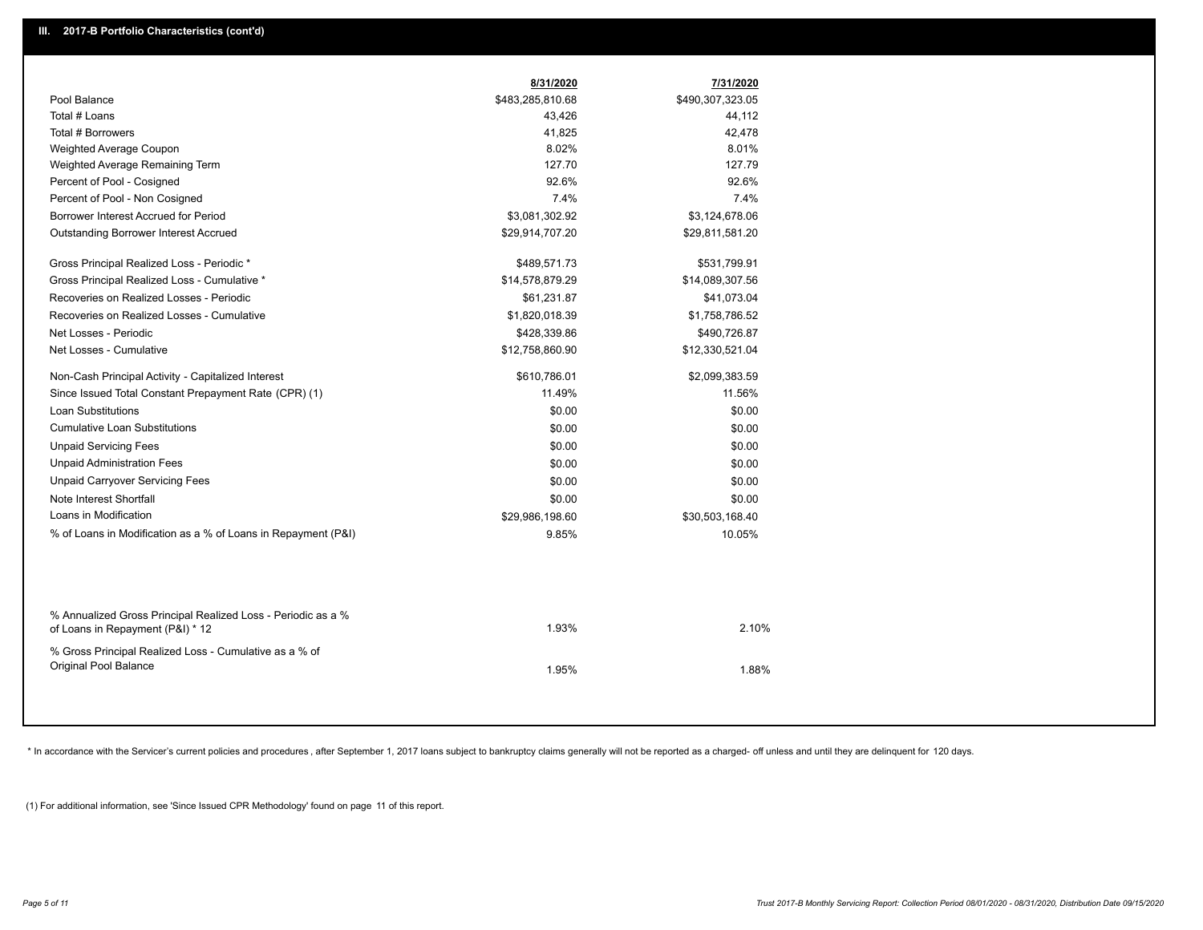## III. 2017-B Portfolio Characteristics (cont'd)

| | 8/31/2020 | 7/31/2020 |
|---|---|---|
| Pool Balance | $483,285,810.68 | $490,307,323.05 |
| Total # Loans | 43,426 | 44,112 |
| Total # Borrowers | 41,825 | 42,478 |
| Weighted Average Coupon | 8.02% | 8.01% |
| Weighted Average Remaining Term | 127.70 | 127.79 |
| Percent of Pool - Cosigned | 92.6% | 92.6% |
| Percent of Pool - Non Cosigned | 7.4% | 7.4% |
| Borrower Interest Accrued for Period | $3,081,302.92 | $3,124,678.06 |
| Outstanding Borrower Interest Accrued | $29,914,707.20 | $29,811,581.20 |
| Gross Principal Realized Loss - Periodic * | $489,571.73 | $531,799.91 |
| Gross Principal Realized Loss - Cumulative * | $14,578,879.29 | $14,089,307.56 |
| Recoveries on Realized Losses - Periodic | $61,231.87 | $41,073.04 |
| Recoveries on Realized Losses - Cumulative | $1,820,018.39 | $1,758,786.52 |
| Net Losses - Periodic | $428,339.86 | $490,726.87 |
| Net Losses - Cumulative | $12,758,860.90 | $12,330,521.04 |
| Non-Cash Principal Activity - Capitalized Interest | $610,786.01 | $2,099,383.59 |
| Since Issued Total Constant Prepayment Rate (CPR) (1) | 11.49% | 11.56% |
| Loan Substitutions | $0.00 | $0.00 |
| Cumulative Loan Substitutions | $0.00 | $0.00 |
| Unpaid Servicing Fees | $0.00 | $0.00 |
| Unpaid Administration Fees | $0.00 | $0.00 |
| Unpaid Carryover Servicing Fees | $0.00 | $0.00 |
| Note Interest Shortfall | $0.00 | $0.00 |
| Loans in Modification | $29,986,198.60 | $30,503,168.40 |
| % of Loans in Modification as a % of Loans in Repayment (P&I) | 9.85% | 10.05% |
| % Annualized Gross Principal Realized Loss - Periodic as a % of Loans in Repayment (P&I) * 12 | 1.93% | 2.10% |
| % Gross Principal Realized Loss - Cumulative as a % of Original Pool Balance | 1.95% | 1.88% |

* In accordance with the Servicer's current policies and procedures , after September 1, 2017 loans subject to bankruptcy claims generally will not be reported as a charged- off unless and until they are delinquent for 120 days.

(1) For additional information, see 'Since Issued CPR Methodology' found on page 11 of this report.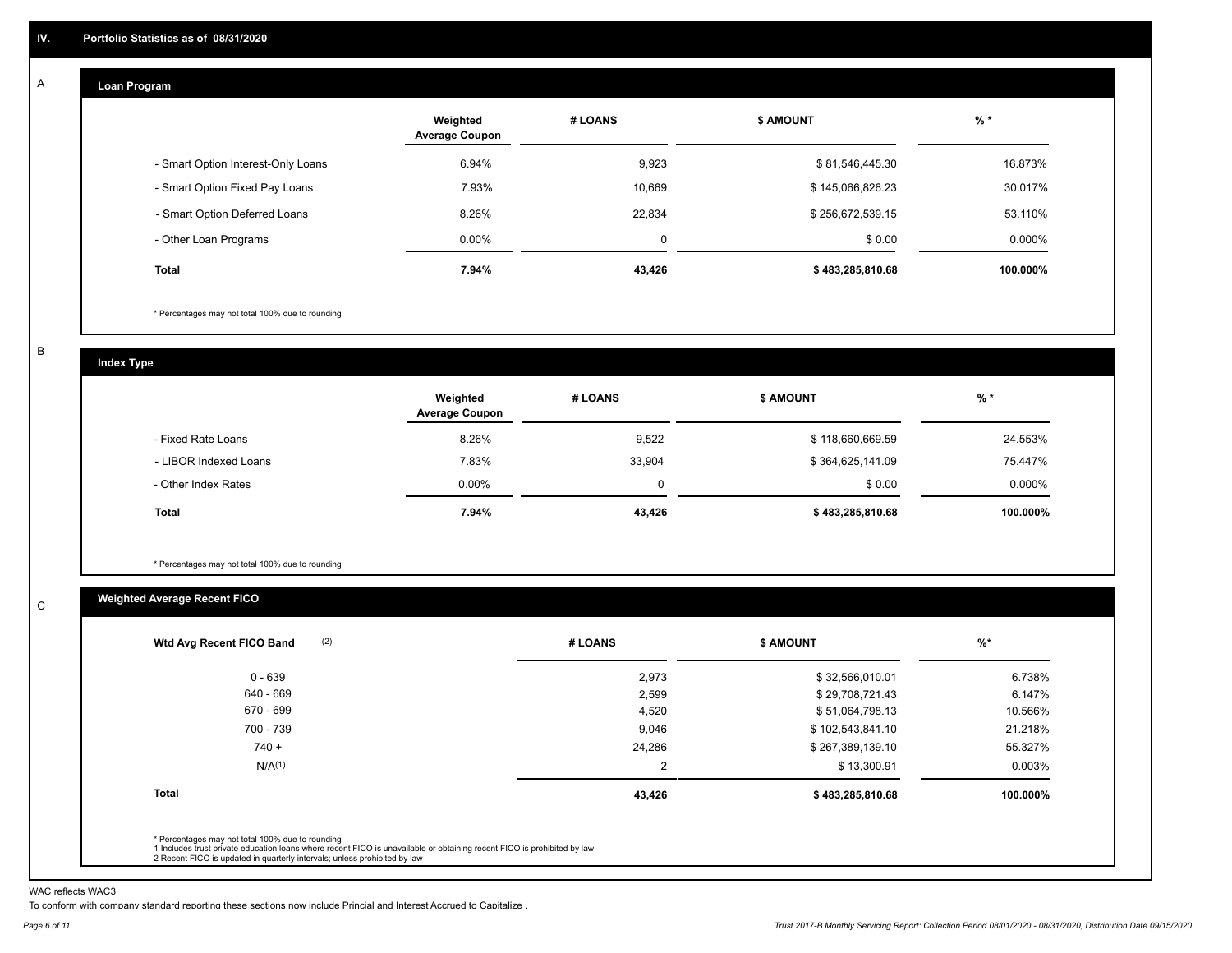# IV. Portfolio Statistics as of 08/31/2020

## A Loan Program

| | Weighted Average Coupon | # LOANS | $ AMOUNT | % * |
|---|---|---|---|---|
| - Smart Option Interest-Only Loans | 6.94% | 9,923 | $ 81,546,445.30 | 16.873% |
| - Smart Option Fixed Pay Loans | 7.93% | 10,669 | $ 145,066,826.23 | 30.017% |
| - Smart Option Deferred Loans | 8.26% | 22,834 | $ 256,672,539.15 | 53.110% |
| - Other Loan Programs | 0.00% | 0 | $ 0.00 | 0.000% |
| **Total** | **7.94%** | **43,426** | **$ 483,285,810.68** | **100.000%** |

* Percentages may not total 100% due to rounding

## B Index Type

| | Weighted Average Coupon | # LOANS | $ AMOUNT | % * |
|---|---|---|---|---|
| - Fixed Rate Loans | 8.26% | 9,522 | $ 118,660,669.59 | 24.553% |
| - LIBOR Indexed Loans | 7.83% | 33,904 | $ 364,625,141.09 | 75.447% |
| - Other Index Rates | 0.00% | 0 | $ 0.00 | 0.000% |
| **Total** | **7.94%** | **43,426** | **$ 483,285,810.68** | **100.000%** |

* Percentages may not total 100% due to rounding

## C Weighted Average Recent FICO

| Wtd Avg Recent FICO Band (2) | # LOANS | $ AMOUNT | %* |
|---|---|---|---|
| 0 - 639 | 2,973 | $ 32,566,010.01 | 6.738% |
| 640 - 669 | 2,599 | $ 29,708,721.43 | 6.147% |
| 670 - 699 | 4,520 | $ 51,064,798.13 | 10.566% |
| 700 - 739 | 9,046 | $ 102,543,841.10 | 21.218% |
| 740 + | 24,286 | $ 267,389,139.10 | 55.327% |
| N/A(1) | 2 | $ 13,300.91 | 0.003% |
| **Total** | **43,426** | **$ 483,285,810.68** | **100.000%** |

* Percentages may not total 100% due to rounding
1 Includes trust private education loans where recent FICO is unavailable or obtaining recent FICO is prohibited by law
2 Recent FICO is updated in quarterly intervals; unless prohibited by law

WAC reflects WAC3

To conform with company standard reporting these sections now include Princial and Interest Accrued to Capitalize .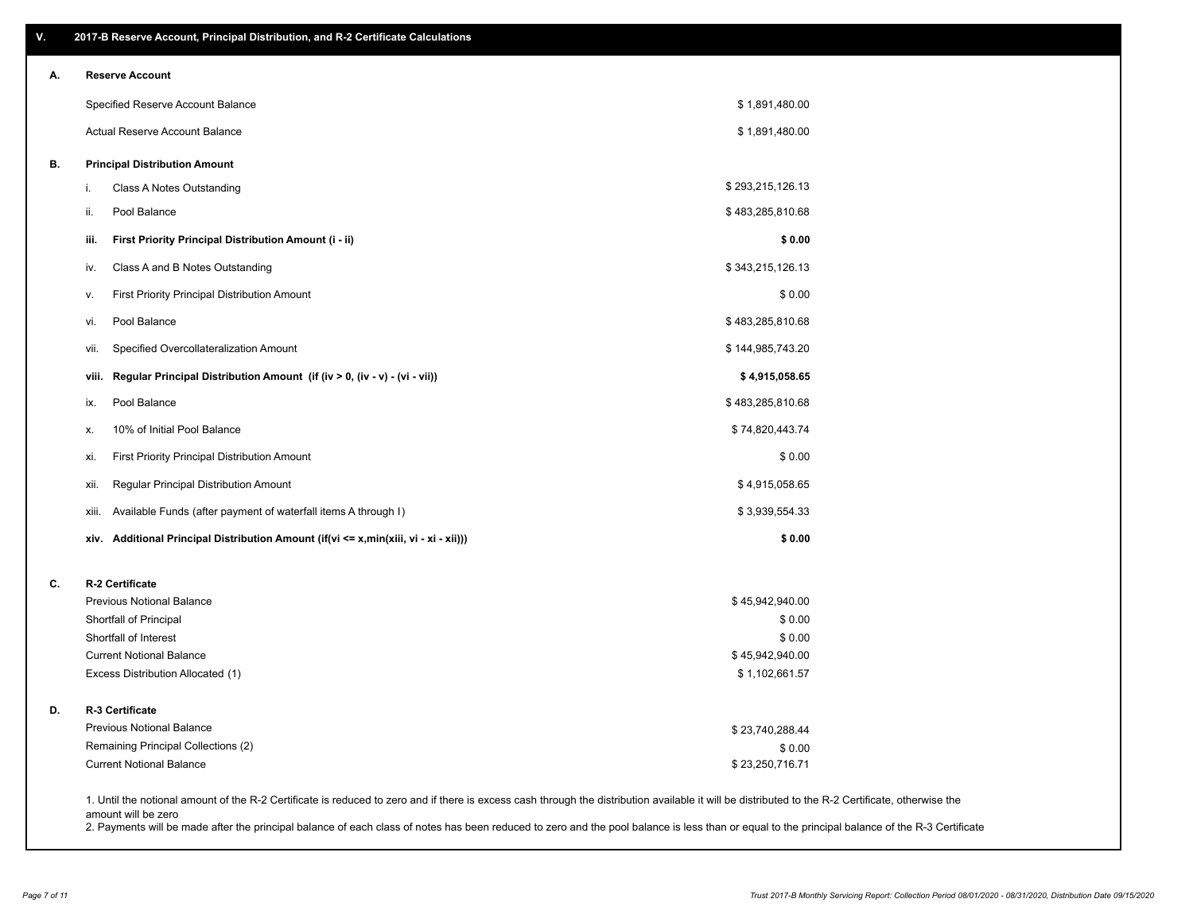## V. 2017-B Reserve Account, Principal Distribution, and R-2 Certificate Calculations

### A. Reserve Account

| | |
|---|---|
| Specified Reserve Account Balance | $ 1,891,480.00 |
| Actual Reserve Account Balance | $ 1,891,480.00 |

### B. Principal Distribution Amount

| | | |
|---|---|---|
| i. | Class A Notes Outstanding | $ 293,215,126.13 |
| ii. | Pool Balance | $ 483,285,810.68 |
| **iii.** | **First Priority Principal Distribution Amount (i - ii)** | **$ 0.00** |
| iv. | Class A and B Notes Outstanding | $ 343,215,126.13 |
| v. | First Priority Principal Distribution Amount | $ 0.00 |
| vi. | Pool Balance | $ 483,285,810.68 |
| vii. | Specified Overcollateralization Amount | $ 144,985,743.20 |
| **viii.** | **Regular Principal Distribution Amount (if (iv > 0, (iv - v) - (vi - vii))** | **$ 4,915,058.65** |
| ix. | Pool Balance | $ 483,285,810.68 |
| x. | 10% of Initial Pool Balance | $ 74,820,443.74 |
| xi. | First Priority Principal Distribution Amount | $ 0.00 |
| xii. | Regular Principal Distribution Amount | $ 4,915,058.65 |
| xiii. | Available Funds (after payment of waterfall items A through I) | $ 3,939,554.33 |
| **xiv.** | **Additional Principal Distribution Amount (if(vi <= x,min(xiii, vi - xi - xii)))** | **$ 0.00** |

### C. R-2 Certificate

| | |
|---|---|
| Previous Notional Balance | $ 45,942,940.00 |
| Shortfall of Principal | $ 0.00 |
| Shortfall of Interest | $ 0.00 |
| Current Notional Balance | $ 45,942,940.00 |
| Excess Distribution Allocated (1) | $ 1,102,661.57 |

### D. R-3 Certificate

| | |
|---|---|
| Previous Notional Balance | $ 23,740,288.44 |
| Remaining Principal Collections (2) | $ 0.00 |
| Current Notional Balance | $ 23,250,716.71 |

1. Until the notional amount of the R-2 Certificate is reduced to zero and if there is excess cash through the distribution available it will be distributed to the R-2 Certificate, otherwise the amount will be zero
2. Payments will be made after the principal balance of each class of notes has been reduced to zero and the pool balance is less than or equal to the principal balance of the R-3 Certificate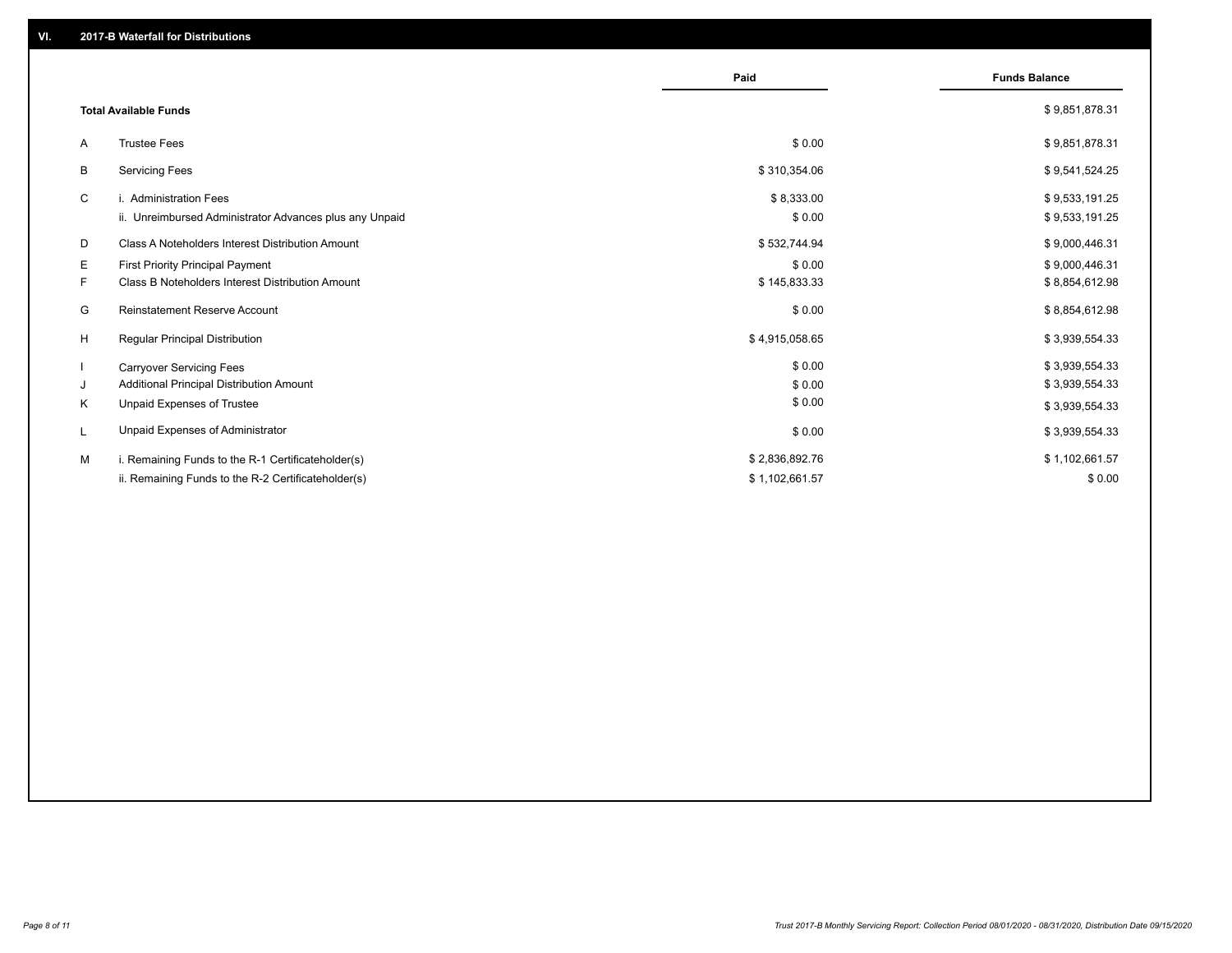## VI. 2017-B Waterfall for Distributions

| | | Paid | Funds Balance |
|---|---|---|---|
| | **Total Available Funds** | | $ 9,851,878.31 |
| A | Trustee Fees | $ 0.00 | $ 9,851,878.31 |
| B | Servicing Fees | $ 310,354.06 | $ 9,541,524.25 |
| C | i. Administration Fees | $ 8,333.00 | $ 9,533,191.25 |
| | ii. Unreimbursed Administrator Advances plus any Unpaid | $ 0.00 | $ 9,533,191.25 |
| D | Class A Noteholders Interest Distribution Amount | $ 532,744.94 | $ 9,000,446.31 |
| E | First Priority Principal Payment | $ 0.00 | $ 9,000,446.31 |
| F | Class B Noteholders Interest Distribution Amount | $ 145,833.33 | $ 8,854,612.98 |
| G | Reinstatement Reserve Account | $ 0.00 | $ 8,854,612.98 |
| H | Regular Principal Distribution | $ 4,915,058.65 | $ 3,939,554.33 |
| I | Carryover Servicing Fees | $ 0.00 | $ 3,939,554.33 |
| J | Additional Principal Distribution Amount | $ 0.00 | $ 3,939,554.33 |
| K | Unpaid Expenses of Trustee | $ 0.00 | $ 3,939,554.33 |
| L | Unpaid Expenses of Administrator | $ 0.00 | $ 3,939,554.33 |
| M | i. Remaining Funds to the R-1 Certificateholder(s) | $ 2,836,892.76 | $ 1,102,661.57 |
| | ii. Remaining Funds to the R-2 Certificateholder(s) | $ 1,102,661.57 | $ 0.00 |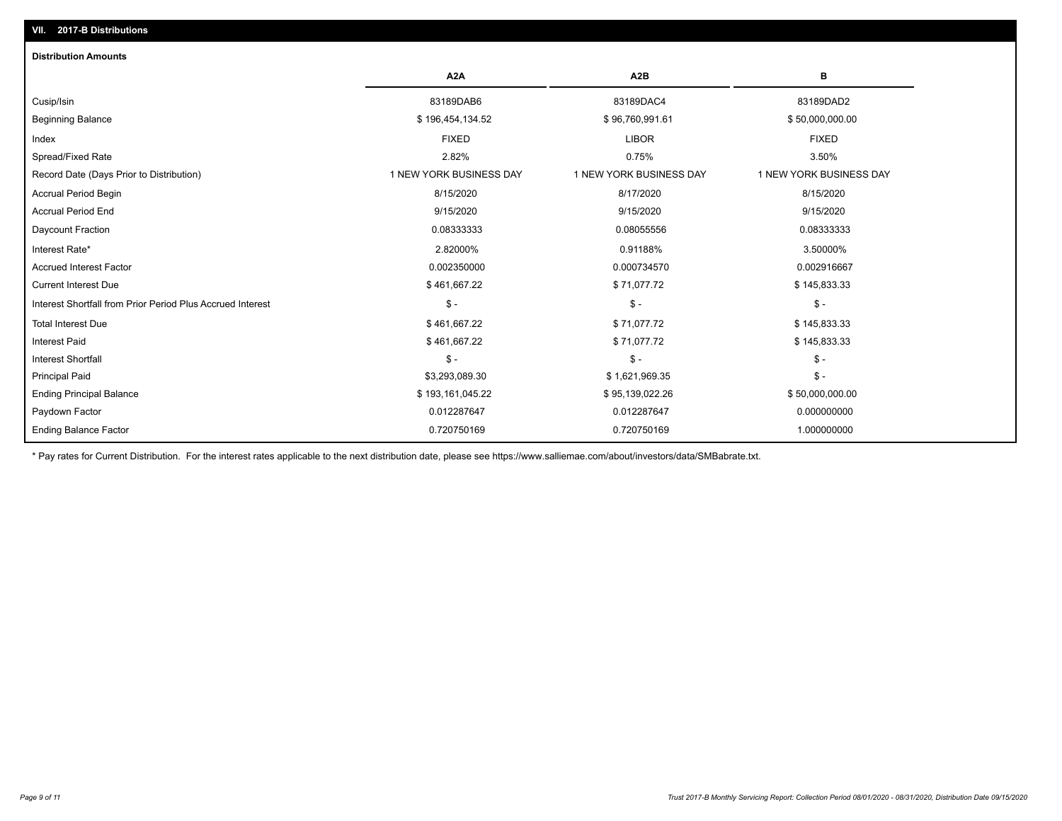## VII. 2017-B Distributions

### Distribution Amounts

| | A2A | A2B | B |
|---|---|---|---|
| Cusip/Isin | 83189DAB6 | 83189DAC4 | 83189DAD2 |
| Beginning Balance | $ 196,454,134.52 | $ 96,760,991.61 | $ 50,000,000.00 |
| Index | FIXED | LIBOR | FIXED |
| Spread/Fixed Rate | 2.82% | 0.75% | 3.50% |
| Record Date (Days Prior to Distribution) | 1 NEW YORK BUSINESS DAY | 1 NEW YORK BUSINESS DAY | 1 NEW YORK BUSINESS DAY |
| Accrual Period Begin | 8/15/2020 | 8/17/2020 | 8/15/2020 |
| Accrual Period End | 9/15/2020 | 9/15/2020 | 9/15/2020 |
| Daycount Fraction | 0.08333333 | 0.08055556 | 0.08333333 |
| Interest Rate* | 2.82000% | 0.91188% | 3.50000% |
| Accrued Interest Factor | 0.002350000 | 0.000734570 | 0.002916667 |
| Current Interest Due | $ 461,667.22 | $ 71,077.72 | $ 145,833.33 |
| Interest Shortfall from Prior Period Plus Accrued Interest | $ - | $ - | $ - |
| Total Interest Due | $ 461,667.22 | $ 71,077.72 | $ 145,833.33 |
| Interest Paid | $ 461,667.22 | $ 71,077.72 | $ 145,833.33 |
| Interest Shortfall | $ - | $ - | $ - |
| Principal Paid | $3,293,089.30 | $ 1,621,969.35 | $ - |
| Ending Principal Balance | $ 193,161,045.22 | $ 95,139,022.26 | $ 50,000,000.00 |
| Paydown Factor | 0.012287647 | 0.012287647 | 0.000000000 |
| Ending Balance Factor | 0.720750169 | 0.720750169 | 1.000000000 |

* Pay rates for Current Distribution. For the interest rates applicable to the next distribution date, please see https://www.salliemae.com/about/investors/data/SMBabrate.txt.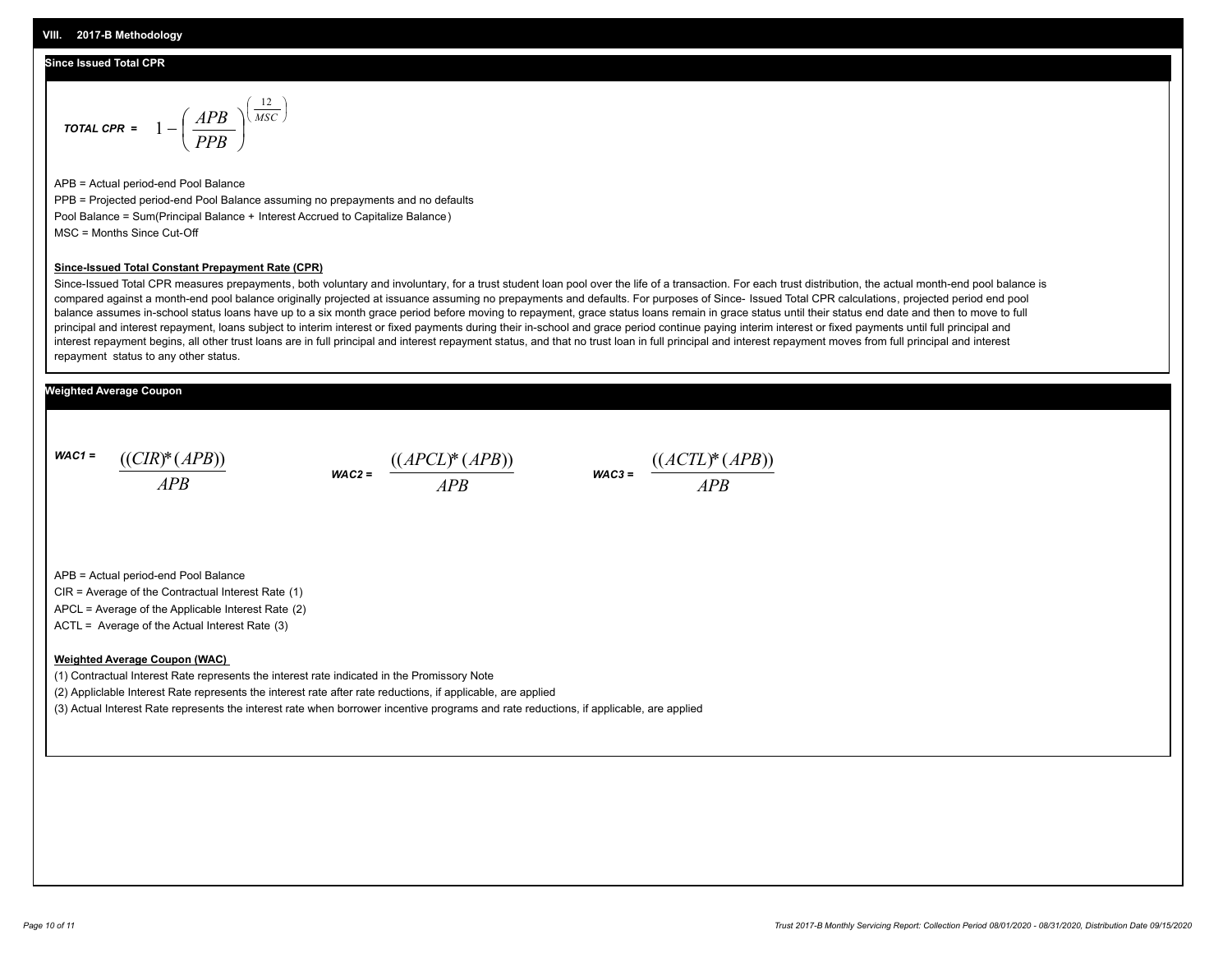## VIII. 2017-B Methodology

### Since Issued Total CPR

$$\textbf{TOTAL CPR} = 1 - \left(\frac{APB}{PPB}\right)^{\left(\frac{12}{MSC}\right)}$$

APB = Actual period-end Pool Balance

PPB = Projected period-end Pool Balance assuming no prepayments and no defaults

Pool Balance = Sum(Principal Balance + Interest Accrued to Capitalize Balance)

MSC = Months Since Cut-Off

**Since-Issued Total Constant Prepayment Rate (CPR)**

Since-Issued Total CPR measures prepayments, both voluntary and involuntary, for a trust student loan pool over the life of a transaction. For each trust distribution, the actual month-end pool balance is compared against a month-end pool balance originally projected at issuance assuming no prepayments and defaults. For purposes of Since- Issued Total CPR calculations, projected period end pool balance assumes in-school status loans have up to a six month grace period before moving to repayment, grace status loans remain in grace status until their status end date and then to move to full principal and interest repayment, loans subject to interim interest or fixed payments during their in-school and grace period continue paying interim interest or fixed payments until full principal and interest repayment begins, all other trust loans are in full principal and interest repayment status, and that no trust loan in full principal and interest repayment moves from full principal and interest repayment status to any other status.

### Weighted Average Coupon

$$\textbf{WAC1} = \frac{((CIR)*(APB))}{APB} \qquad \textbf{WAC2} = \frac{((APCL)*(APB))}{APB} \qquad \textbf{WAC3} = \frac{((ACTL)*(APB))}{APB}$$

APB = Actual period-end Pool Balance

CIR = Average of the Contractual Interest Rate (1)

APCL = Average of the Applicable Interest Rate (2)

ACTL = Average of the Actual Interest Rate (3)

**Weighted Average Coupon (WAC)**

(1) Contractual Interest Rate represents the interest rate indicated in the Promissory Note

(2) Appliclable Interest Rate represents the interest rate after rate reductions, if applicable, are applied

(3) Actual Interest Rate represents the interest rate when borrower incentive programs and rate reductions, if applicable, are applied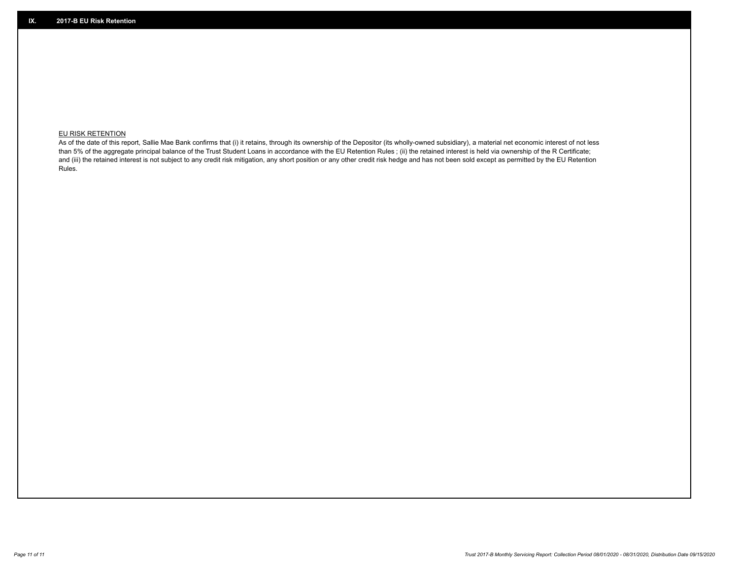## IX. 2017-B EU Risk Retention

EU RISK RETENTION

As of the date of this report, Sallie Mae Bank confirms that (i) it retains, through its ownership of the Depositor (its wholly-owned subsidiary), a material net economic interest of not less than 5% of the aggregate principal balance of the Trust Student Loans in accordance with the EU Retention Rules ; (ii) the retained interest is held via ownership of the R Certificate; and (iii) the retained interest is not subject to any credit risk mitigation, any short position or any other credit risk hedge and has not been sold except as permitted by the EU Retention Rules.